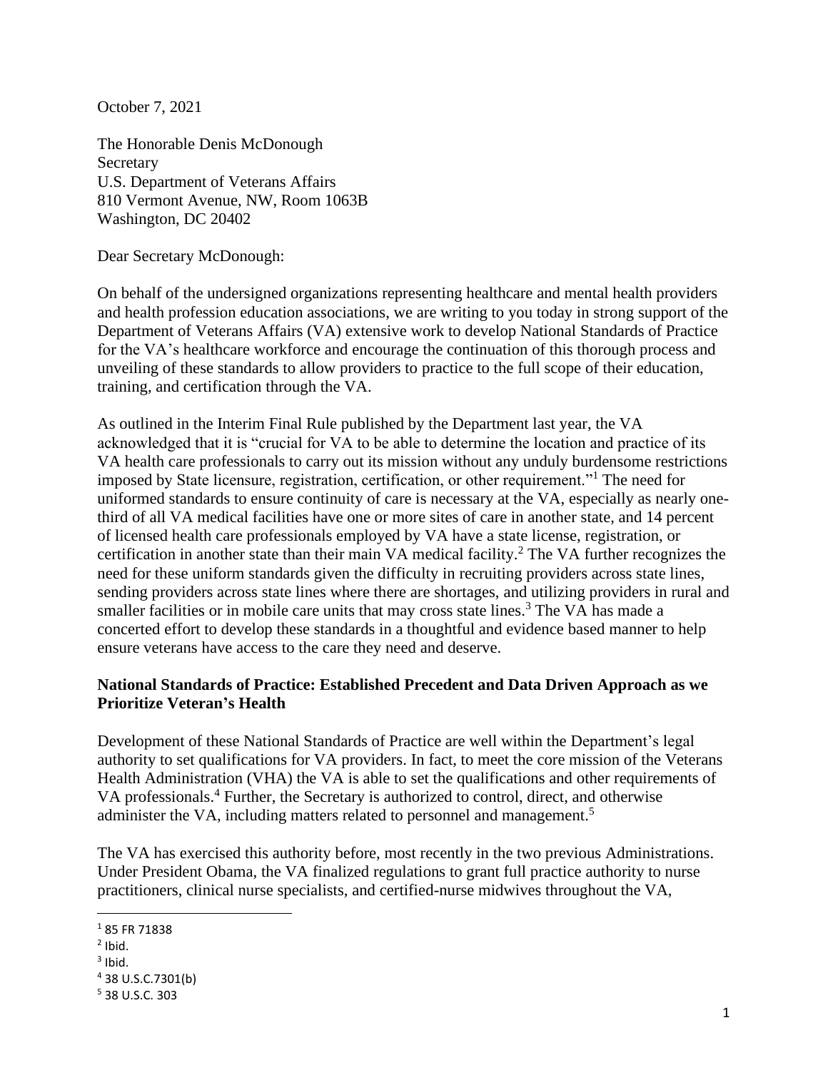October 7, 2021

The Honorable Denis McDonough
Secretary
U.S. Department of Veterans Affairs
810 Vermont Avenue, NW, Room 1063B
Washington, DC 20402

Dear Secretary McDonough:

On behalf of the undersigned organizations representing healthcare and mental health providers and health profession education associations, we are writing to you today in strong support of the Department of Veterans Affairs (VA) extensive work to develop National Standards of Practice for the VA's healthcare workforce and encourage the continuation of this thorough process and unveiling of these standards to allow providers to practice to the full scope of their education, training, and certification through the VA.

As outlined in the Interim Final Rule published by the Department last year, the VA acknowledged that it is "crucial for VA to be able to determine the location and practice of its VA health care professionals to carry out its mission without any unduly burdensome restrictions imposed by State licensure, registration, certification, or other requirement."[1] The need for uniformed standards to ensure continuity of care is necessary at the VA, especially as nearly one-third of all VA medical facilities have one or more sites of care in another state, and 14 percent of licensed health care professionals employed by VA have a state license, registration, or certification in another state than their main VA medical facility.[2] The VA further recognizes the need for these uniform standards given the difficulty in recruiting providers across state lines, sending providers across state lines where there are shortages, and utilizing providers in rural and smaller facilities or in mobile care units that may cross state lines.[3] The VA has made a concerted effort to develop these standards in a thoughtful and evidence based manner to help ensure veterans have access to the care they need and deserve.

**National Standards of Practice: Established Precedent and Data Driven Approach as we Prioritize Veteran's Health**

Development of these National Standards of Practice are well within the Department's legal authority to set qualifications for VA providers. In fact, to meet the core mission of the Veterans Health Administration (VHA) the VA is able to set the qualifications and other requirements of VA professionals.[4] Further, the Secretary is authorized to control, direct, and otherwise administer the VA, including matters related to personnel and management.[5]

The VA has exercised this authority before, most recently in the two previous Administrations. Under President Obama, the VA finalized regulations to grant full practice authority to nurse practitioners, clinical nurse specialists, and certified-nurse midwives throughout the VA,

---

[1] 85 FR 71838
[2] Ibid.
[3] Ibid.
[4] 38 U.S.C.7301(b)
[5] 38 U.S.C. 303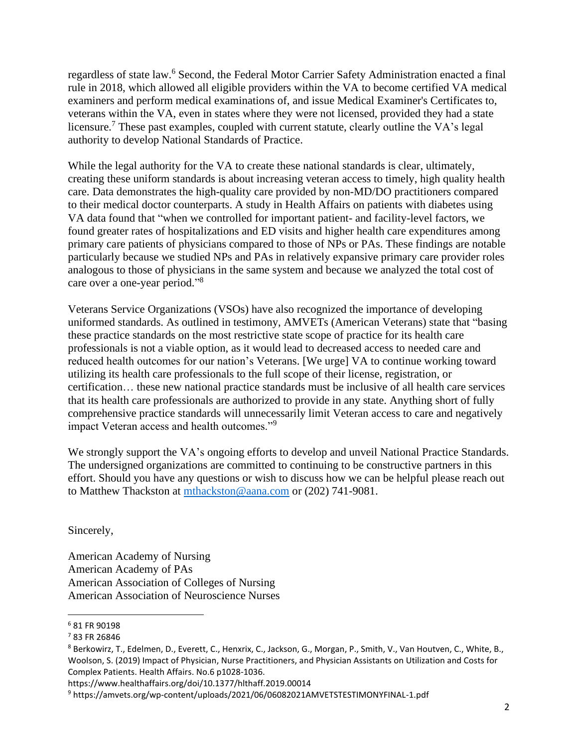regardless of state law.[6] Second, the Federal Motor Carrier Safety Administration enacted a final rule in 2018, which allowed all eligible providers within the VA to become certified VA medical examiners and perform medical examinations of, and issue Medical Examiner's Certificates to, veterans within the VA, even in states where they were not licensed, provided they had a state licensure.[7] These past examples, coupled with current statute, clearly outline the VA's legal authority to develop National Standards of Practice.

While the legal authority for the VA to create these national standards is clear, ultimately, creating these uniform standards is about increasing veteran access to timely, high quality health care. Data demonstrates the high-quality care provided by non-MD/DO practitioners compared to their medical doctor counterparts. A study in Health Affairs on patients with diabetes using VA data found that "when we controlled for important patient- and facility-level factors, we found greater rates of hospitalizations and ED visits and higher health care expenditures among primary care patients of physicians compared to those of NPs or PAs. These findings are notable particularly because we studied NPs and PAs in relatively expansive primary care provider roles analogous to those of physicians in the same system and because we analyzed the total cost of care over a one-year period."[8]

Veterans Service Organizations (VSOs) have also recognized the importance of developing uniformed standards. As outlined in testimony, AMVETs (American Veterans) state that "basing these practice standards on the most restrictive state scope of practice for its health care professionals is not a viable option, as it would lead to decreased access to needed care and reduced health outcomes for our nation's Veterans. [We urge] VA to continue working toward utilizing its health care professionals to the full scope of their license, registration, or certification… these new national practice standards must be inclusive of all health care services that its health care professionals are authorized to provide in any state. Anything short of fully comprehensive practice standards will unnecessarily limit Veteran access to care and negatively impact Veteran access and health outcomes."[9]

We strongly support the VA's ongoing efforts to develop and unveil National Practice Standards. The undersigned organizations are committed to continuing to be constructive partners in this effort. Should you have any questions or wish to discuss how we can be helpful please reach out to Matthew Thackston at mthackston@aana.com or (202) 741-9081.

Sincerely,

American Academy of Nursing
American Academy of PAs
American Association of Colleges of Nursing
American Association of Neuroscience Nurses

---

[6] 81 FR 90198

[7] 83 FR 26846

[8] Berkowirz, T., Edelmen, D., Everett, C., Henxrix, C., Jackson, G., Morgan, P., Smith, V., Van Houtven, C., White, B., Woolson, S. (2019) Impact of Physician, Nurse Practitioners, and Physician Assistants on Utilization and Costs for Complex Patients. Health Affairs. No.6 p1028-1036. https://www.healthaffairs.org/doi/10.1377/hlthaff.2019.00014

[9] https://amvets.org/wp-content/uploads/2021/06/06082021AMVETSTESTIMONYFINAL-1.pdf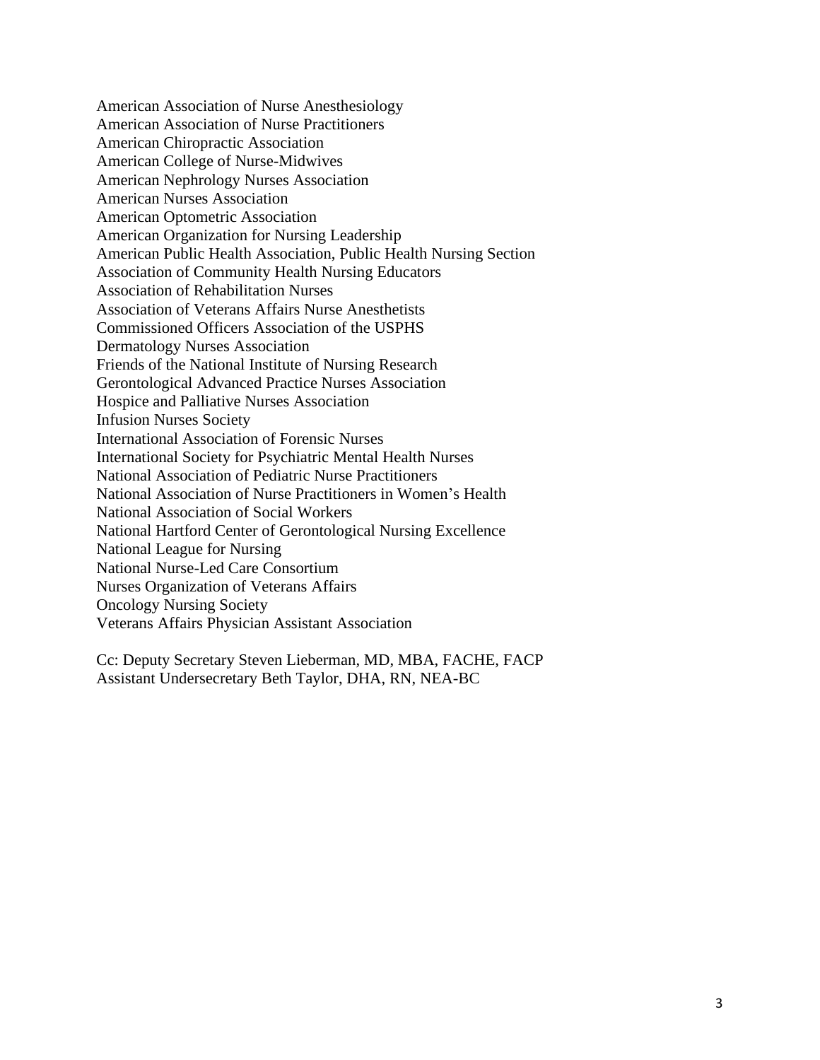American Association of Nurse Anesthesiology
American Association of Nurse Practitioners
American Chiropractic Association
American College of Nurse-Midwives
American Nephrology Nurses Association
American Nurses Association
American Optometric Association
American Organization for Nursing Leadership
American Public Health Association, Public Health Nursing Section
Association of Community Health Nursing Educators
Association of Rehabilitation Nurses
Association of Veterans Affairs Nurse Anesthetists
Commissioned Officers Association of the USPHS
Dermatology Nurses Association
Friends of the National Institute of Nursing Research
Gerontological Advanced Practice Nurses Association
Hospice and Palliative Nurses Association
Infusion Nurses Society
International Association of Forensic Nurses
International Society for Psychiatric Mental Health Nurses
National Association of Pediatric Nurse Practitioners
National Association of Nurse Practitioners in Women's Health
National Association of Social Workers
National Hartford Center of Gerontological Nursing Excellence
National League for Nursing
National Nurse-Led Care Consortium
Nurses Organization of Veterans Affairs
Oncology Nursing Society
Veterans Affairs Physician Assistant Association

Cc: Deputy Secretary Steven Lieberman, MD, MBA, FACHE, FACP
Assistant Undersecretary Beth Taylor, DHA, RN, NEA-BC